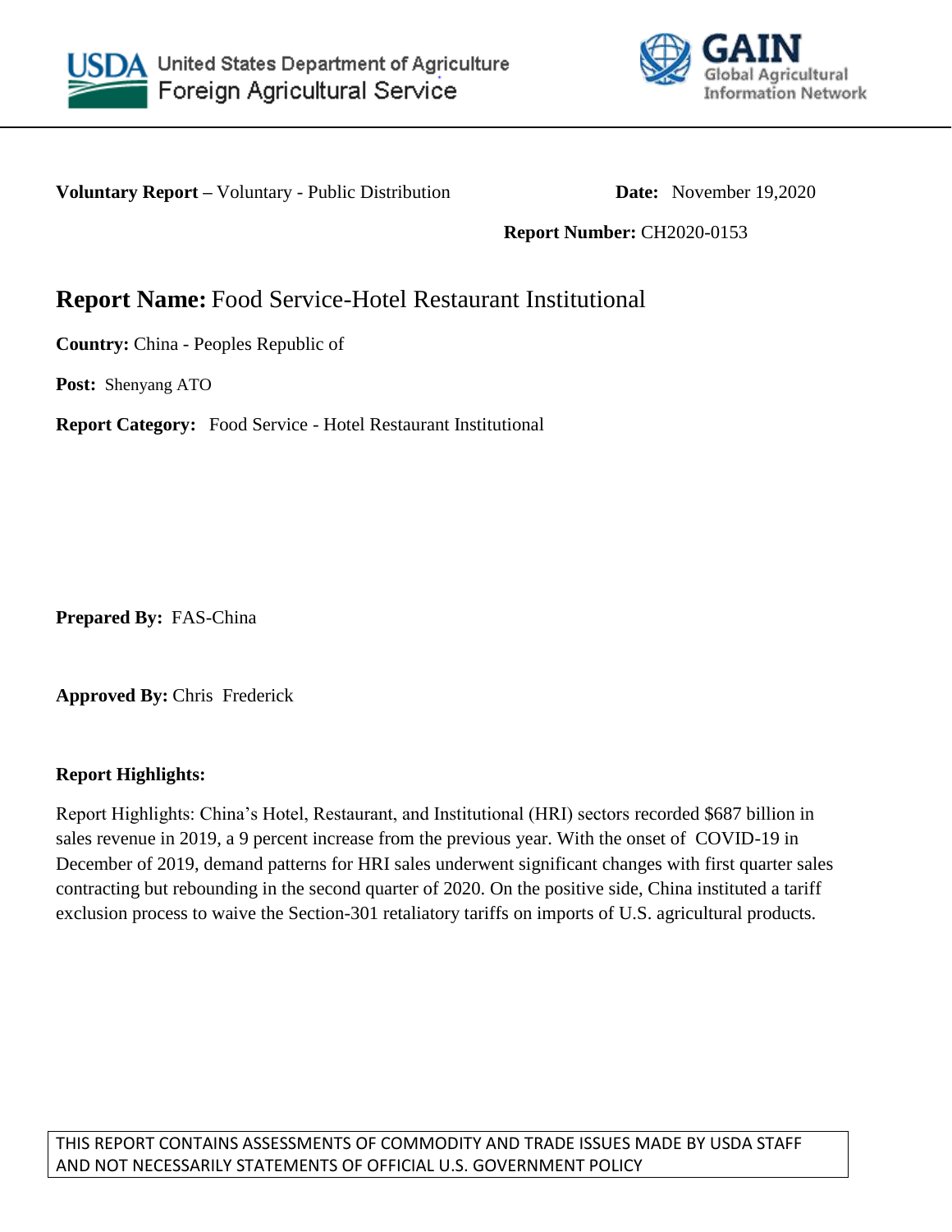USDA United States Department of Agriculture
Foreign Agricultural Service

GAIN Global Agricultural Information Network

**Voluntary Report –** Voluntary - Public Distribution **Date:** November 19,2020

**Report Number:** CH2020-0153

# **Report Name:** Food Service-Hotel Restaurant Institutional

**Country:** China - Peoples Republic of

**Post:** Shenyang ATO

**Report Category:** Food Service - Hotel Restaurant Institutional

**Prepared By:** FAS-China

**Approved By:** Chris Frederick

**Report Highlights:**

Report Highlights: China's Hotel, Restaurant, and Institutional (HRI) sectors recorded $687 billion in sales revenue in 2019, a 9 percent increase from the previous year. With the onset of COVID-19 in December of 2019, demand patterns for HRI sales underwent significant changes with first quarter sales contracting but rebounding in the second quarter of 2020. On the positive side, China instituted a tariff exclusion process to waive the Section-301 retaliatory tariffs on imports of U.S. agricultural products.

THIS REPORT CONTAINS ASSESSMENTS OF COMMODITY AND TRADE ISSUES MADE BY USDA STAFF AND NOT NECESSARILY STATEMENTS OF OFFICIAL U.S. GOVERNMENT POLICY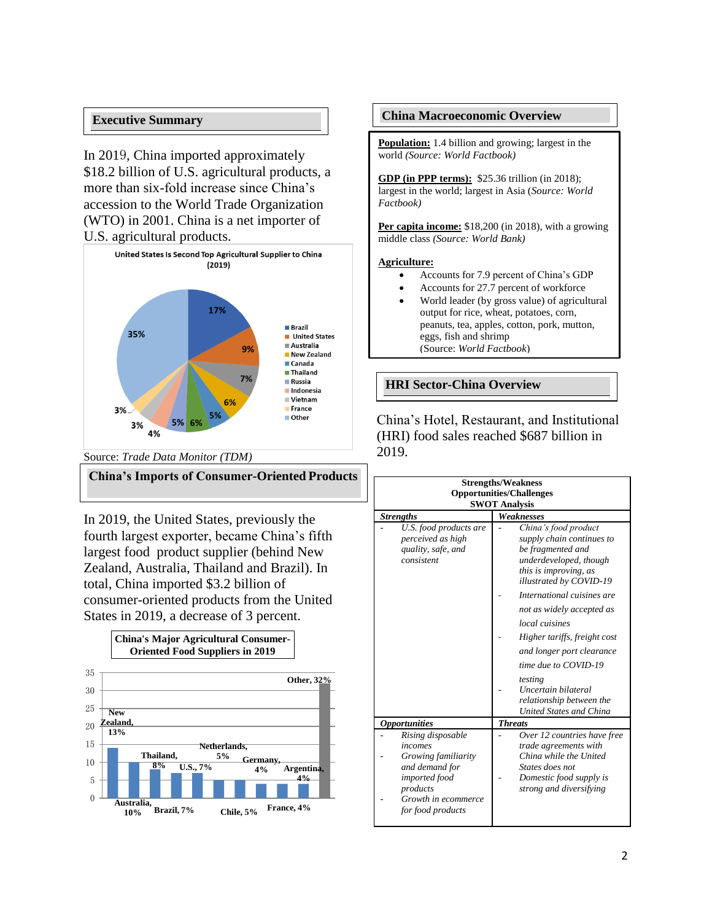## Executive Summary

In 2019, China imported approximately $18.2 billion of U.S. agricultural products, a more than six-fold increase since China's accession to the World Trade Organization (WTO) in 2001. China is a net importer of U.S. agricultural products.

United States Is Second Top Agricultural Supplier to China (2019)

17%
9%
7%
6%
5%
6%
5%
4%
3%
3%
35%

Brazil
United States
Australia
New Zealand
Canada
Thailand
Russia
Indonesia
Vietnam
France
Other

Source: *Trade Data Monitor (TDM)*

## China's Imports of Consumer-Oriented Products

In 2019, the United States, previously the fourth largest exporter, became China's fifth largest food product supplier (behind New Zealand, Australia, Thailand and Brazil). In total, China imported $3.2 billion of consumer-oriented products from the United States in 2019, a decrease of 3 percent.

**China's Major Agricultural Consumer-Oriented Food Suppliers in 2019**

35
30
25
20
15
10
5
0

New Zealand, 13%
Australia, 10%
Thailand, 8%
Brazil, 7%
U.S., 7%
Netherlands, 5%
Chile, 5%
Germany, 4%
France, 4%
Argentina, 4%
Other, 32%

## China Macroeconomic Overview

**Population:** 1.4 billion and growing; largest in the world *(Source: World Factbook)*

**GDP (in PPP terms):** $25.36 trillion (in 2018); largest in the world; largest in Asia (*Source: World Factbook)*

**Per capita income:** $18,200 (in 2018), with a growing middle class *(Source: World Bank)*

**Agriculture:**

- Accounts for 7.9 percent of China's GDP
- Accounts for 27.7 percent of workforce
- World leader (by gross value) of agricultural output for rice, wheat, potatoes, corn, peanuts, tea, apples, cotton, pork, mutton, eggs, fish and shrimp
  (Source: *World Factbook*)

## HRI Sector-China Overview

China's Hotel, Restaurant, and Institutional (HRI) food sales reached $687 billion in 2019.

**Strengths/Weakness Opportunities/Challenges SWOT Analysis**

| ***Strengths*** | ***Weaknesses*** |
|---|---|
| - *U.S. food products are perceived as high quality, safe, and consistent* | - *China's food product supply chain continues to be fragmented and underdeveloped, though this is improving, as illustrated by COVID-19*<br>- *International cuisines are not as widely accepted as local cuisines*<br>- *Higher tariffs, freight cost and longer port clearance time due to COVID-19 testing*<br>- *Uncertain bilateral relationship between the United States and China* |
| ***Opportunities*** | ***Threats*** |
| - *Rising disposable incomes*<br>- *Growing familiarity and demand for imported food products*<br>- *Growth in ecommerce for food products* | - *Over 12 countries have free trade agreements with China while the United States does not*<br>- *Domestic food supply is strong and diversifying* |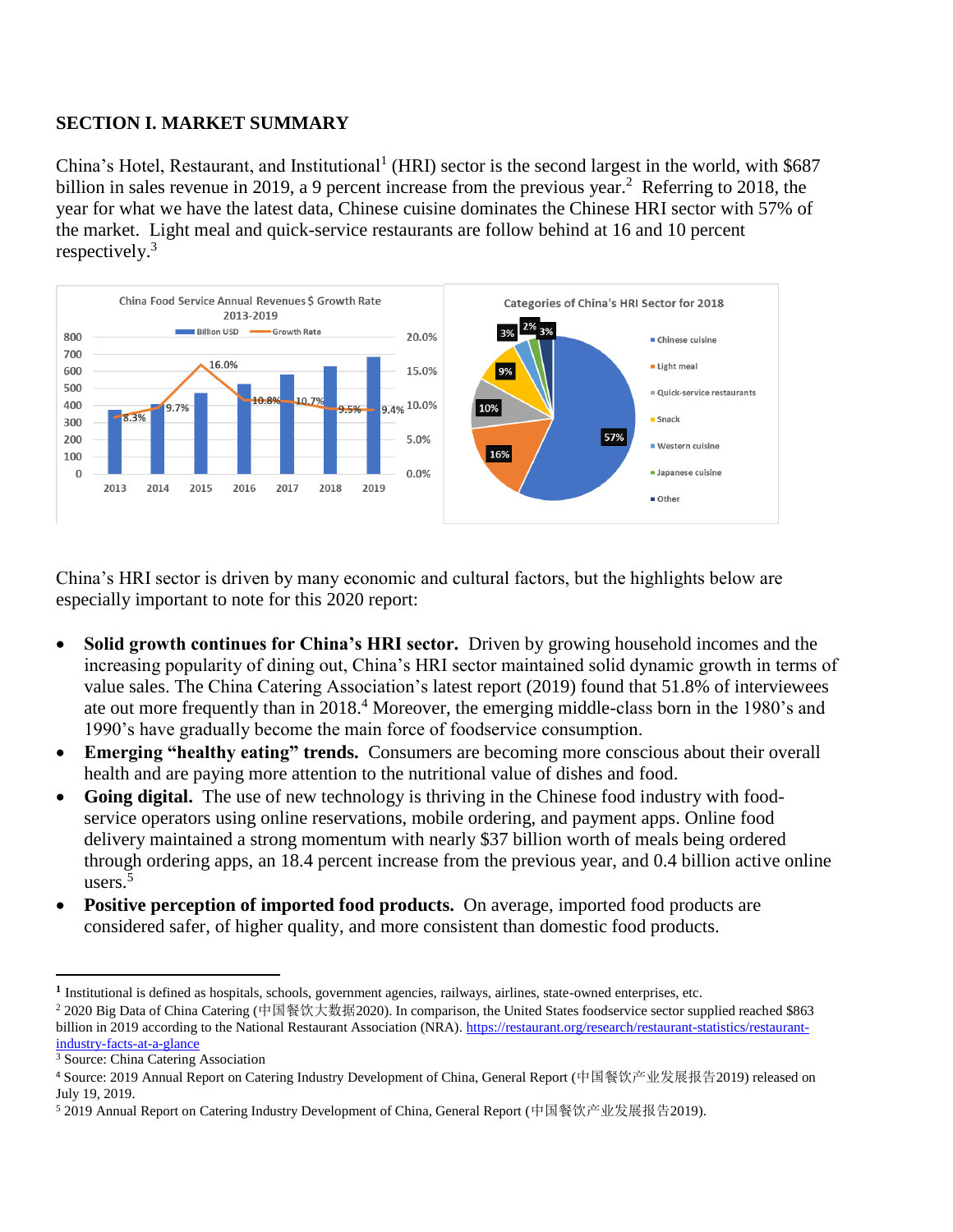## SECTION I. MARKET SUMMARY

China's Hotel, Restaurant, and Institutional[1] (HRI) sector is the second largest in the world, with $687 billion in sales revenue in 2019, a 9 percent increase from the previous year.[2] Referring to 2018, the year for what we have the latest data, Chinese cuisine dominates the Chinese HRI sector with 57% of the market. Light meal and quick-service restaurants are follow behind at 16 and 10 percent respectively.[3]

China Food Service Annual Revenues $ Growth Rate 2013-2019

Billion USD | Growth Rate

800, 700, 600, 500, 400, 300, 200, 100, 0

20.0%, 15.0%, 10.0%, 5.0%, 0.0%

2013, 2014, 2015, 2016, 2017, 2018, 2019

8.3%, 9.7%, 16.0%, 10.8%, 10.7%, 9.5%, 9.4%

Categories of China's HRI Sector for 2018

Chinese cuisine 57%

Light meal 16%

Quick-service restaurants 10%

Snack 9%

Western cuisine 3%

Japanese cuisine 2%

Other 3%

China's HRI sector is driven by many economic and cultural factors, but the highlights below are especially important to note for this 2020 report:

- **Solid growth continues for China's HRI sector.** Driven by growing household incomes and the increasing popularity of dining out, China's HRI sector maintained solid dynamic growth in terms of value sales. The China Catering Association's latest report (2019) found that 51.8% of interviewees ate out more frequently than in 2018.[4] Moreover, the emerging middle-class born in the 1980's and 1990's have gradually become the main force of foodservice consumption.
- **Emerging "healthy eating" trends.** Consumers are becoming more conscious about their overall health and are paying more attention to the nutritional value of dishes and food.
- **Going digital.** The use of new technology is thriving in the Chinese food industry with food-service operators using online reservations, mobile ordering, and payment apps. Online food delivery maintained a strong momentum with nearly $37 billion worth of meals being ordered through ordering apps, an 18.4 percent increase from the previous year, and 0.4 billion active online users.[5]
- **Positive perception of imported food products.** On average, imported food products are considered safer, of higher quality, and more consistent than domestic food products.

---

[1] Institutional is defined as hospitals, schools, government agencies, railways, airlines, state-owned enterprises, etc.

[2] 2020 Big Data of China Catering (中国餐饮大数据2020). In comparison, the United States foodservice sector supplied reached $863 billion in 2019 according to the National Restaurant Association (NRA). https://restaurant.org/research/restaurant-statistics/restaurant-industry-facts-at-a-glance

[3] Source: China Catering Association

[4] Source: 2019 Annual Report on Catering Industry Development of China, General Report (中国餐饮产业发展报告2019) released on July 19, 2019.

[5] 2019 Annual Report on Catering Industry Development of China, General Report (中国餐饮产业发展报告2019).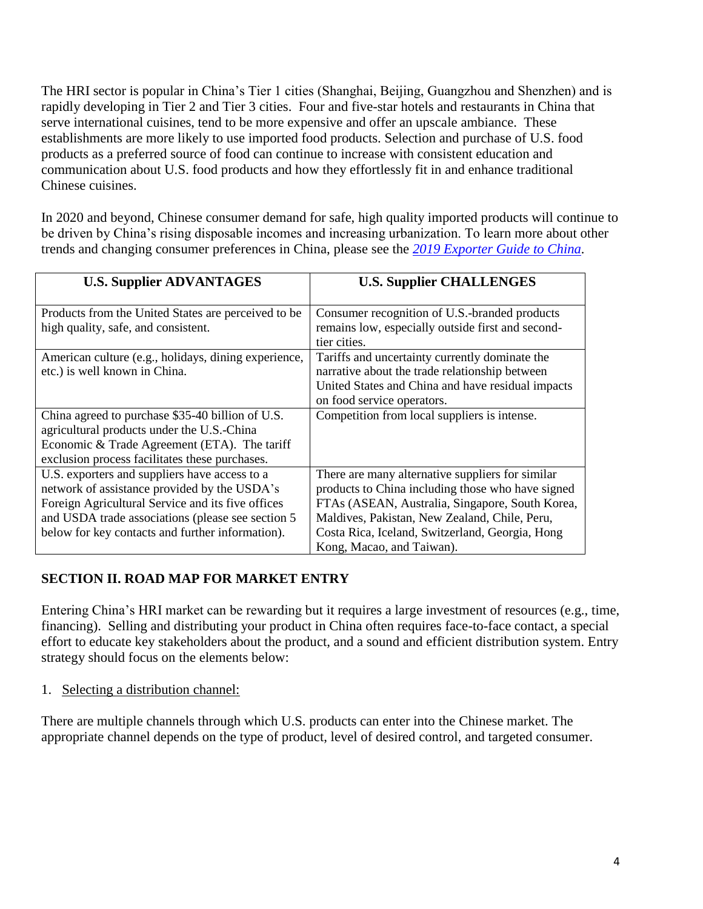The HRI sector is popular in China's Tier 1 cities (Shanghai, Beijing, Guangzhou and Shenzhen) and is rapidly developing in Tier 2 and Tier 3 cities. Four and five-star hotels and restaurants in China that serve international cuisines, tend to be more expensive and offer an upscale ambiance. These establishments are more likely to use imported food products. Selection and purchase of U.S. food products as a preferred source of food can continue to increase with consistent education and communication about U.S. food products and how they effortlessly fit in and enhance traditional Chinese cuisines.

In 2020 and beyond, Chinese consumer demand for safe, high quality imported products will continue to be driven by China's rising disposable incomes and increasing urbanization. To learn more about other trends and changing consumer preferences in China, please see the *2019 Exporter Guide to China*.

| U.S. Supplier ADVANTAGES | U.S. Supplier CHALLENGES |
|---|---|
| Products from the United States are perceived to be high quality, safe, and consistent. | Consumer recognition of U.S.-branded products remains low, especially outside first and second-tier cities. |
| American culture (e.g., holidays, dining experience, etc.) is well known in China. | Tariffs and uncertainty currently dominate the narrative about the trade relationship between United States and China and have residual impacts on food service operators. |
| China agreed to purchase $35-40 billion of U.S. agricultural products under the U.S.-China Economic & Trade Agreement (ETA). The tariff exclusion process facilitates these purchases. | Competition from local suppliers is intense. |
| U.S. exporters and suppliers have access to a network of assistance provided by the USDA's Foreign Agricultural Service and its five offices and USDA trade associations (please see section 5 below for key contacts and further information). | There are many alternative suppliers for similar products to China including those who have signed FTAs (ASEAN, Australia, Singapore, South Korea, Maldives, Pakistan, New Zealand, Chile, Peru, Costa Rica, Iceland, Switzerland, Georgia, Hong Kong, Macao, and Taiwan). |

## SECTION II. ROAD MAP FOR MARKET ENTRY

Entering China's HRI market can be rewarding but it requires a large investment of resources (e.g., time, financing). Selling and distributing your product in China often requires face-to-face contact, a special effort to educate key stakeholders about the product, and a sound and efficient distribution system. Entry strategy should focus on the elements below:

1. Selecting a distribution channel:

There are multiple channels through which U.S. products can enter into the Chinese market. The appropriate channel depends on the type of product, level of desired control, and targeted consumer.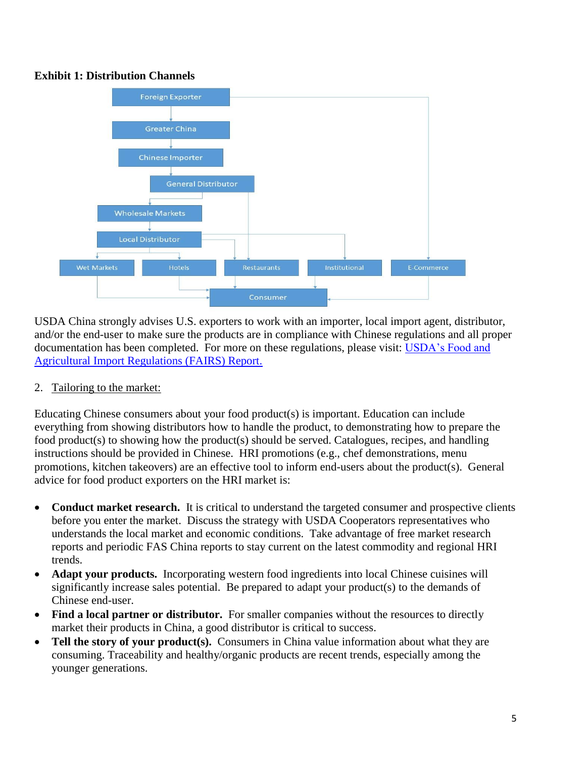**Exhibit 1: Distribution Channels**

Foreign Exporter

Greater China

Chinese Importer

General Distributor

Wholesale Markets

Local Distributor

Wet Markets

Hotels

Restaurants

Institutional

E-Commerce

Consumer

USDA China strongly advises U.S. exporters to work with an importer, local import agent, distributor, and/or the end-user to make sure the products are in compliance with Chinese regulations and all proper documentation has been completed. For more on these regulations, please visit: [USDA's Food and Agricultural Import Regulations (FAIRS) Report.](#)

2. Tailoring to the market:

Educating Chinese consumers about your food product(s) is important. Education can include everything from showing distributors how to handle the product, to demonstrating how to prepare the food product(s) to showing how the product(s) should be served. Catalogues, recipes, and handling instructions should be provided in Chinese. HRI promotions (e.g., chef demonstrations, menu promotions, kitchen takeovers) are an effective tool to inform end-users about the product(s). General advice for food product exporters on the HRI market is:

- **Conduct market research.** It is critical to understand the targeted consumer and prospective clients before you enter the market. Discuss the strategy with USDA Cooperators representatives who understands the local market and economic conditions. Take advantage of free market research reports and periodic FAS China reports to stay current on the latest commodity and regional HRI trends.
- **Adapt your products.** Incorporating western food ingredients into local Chinese cuisines will significantly increase sales potential. Be prepared to adapt your product(s) to the demands of Chinese end-user.
- **Find a local partner or distributor.** For smaller companies without the resources to directly market their products in China, a good distributor is critical to success.
- **Tell the story of your product(s).** Consumers in China value information about what they are consuming. Traceability and healthy/organic products are recent trends, especially among the younger generations.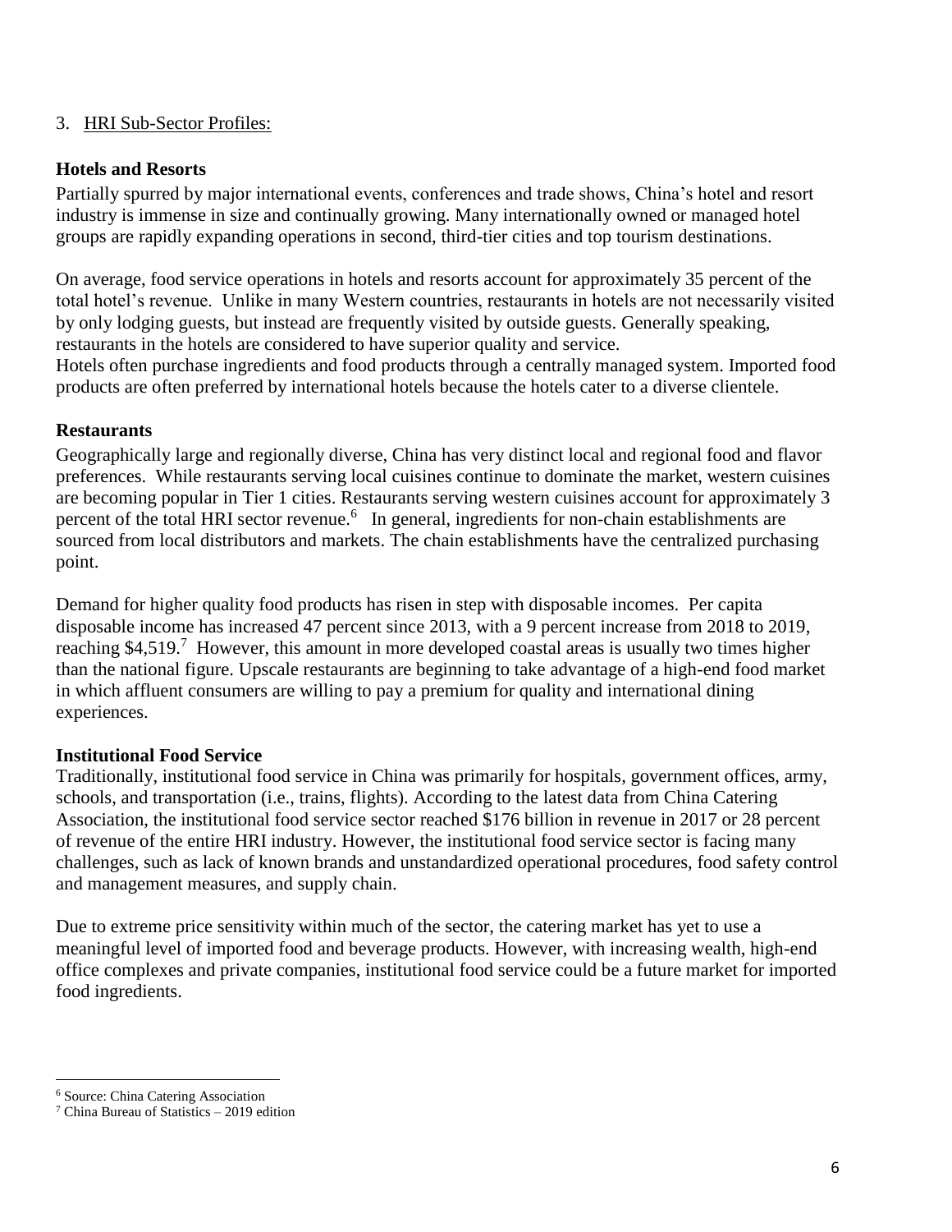## 3. HRI Sub-Sector Profiles:

### Hotels and Resorts

Partially spurred by major international events, conferences and trade shows, China's hotel and resort industry is immense in size and continually growing. Many internationally owned or managed hotel groups are rapidly expanding operations in second, third-tier cities and top tourism destinations.

On average, food service operations in hotels and resorts account for approximately 35 percent of the total hotel's revenue. Unlike in many Western countries, restaurants in hotels are not necessarily visited by only lodging guests, but instead are frequently visited by outside guests. Generally speaking, restaurants in the hotels are considered to have superior quality and service.
Hotels often purchase ingredients and food products through a centrally managed system. Imported food products are often preferred by international hotels because the hotels cater to a diverse clientele.

### Restaurants

Geographically large and regionally diverse, China has very distinct local and regional food and flavor preferences. While restaurants serving local cuisines continue to dominate the market, western cuisines are becoming popular in Tier 1 cities. Restaurants serving western cuisines account for approximately 3 percent of the total HRI sector revenue.[6] In general, ingredients for non-chain establishments are sourced from local distributors and markets. The chain establishments have the centralized purchasing point.

Demand for higher quality food products has risen in step with disposable incomes. Per capita disposable income has increased 47 percent since 2013, with a 9 percent increase from 2018 to 2019, reaching $4,519.[7] However, this amount in more developed coastal areas is usually two times higher than the national figure. Upscale restaurants are beginning to take advantage of a high-end food market in which affluent consumers are willing to pay a premium for quality and international dining experiences.

### Institutional Food Service

Traditionally, institutional food service in China was primarily for hospitals, government offices, army, schools, and transportation (i.e., trains, flights). According to the latest data from China Catering Association, the institutional food service sector reached $176 billion in revenue in 2017 or 28 percent of revenue of the entire HRI industry. However, the institutional food service sector is facing many challenges, such as lack of known brands and unstandardized operational procedures, food safety control and management measures, and supply chain.

Due to extreme price sensitivity within much of the sector, the catering market has yet to use a meaningful level of imported food and beverage products. However, with increasing wealth, high-end office complexes and private companies, institutional food service could be a future market for imported food ingredients.

---

[6] Source: China Catering Association

[7] China Bureau of Statistics – 2019 edition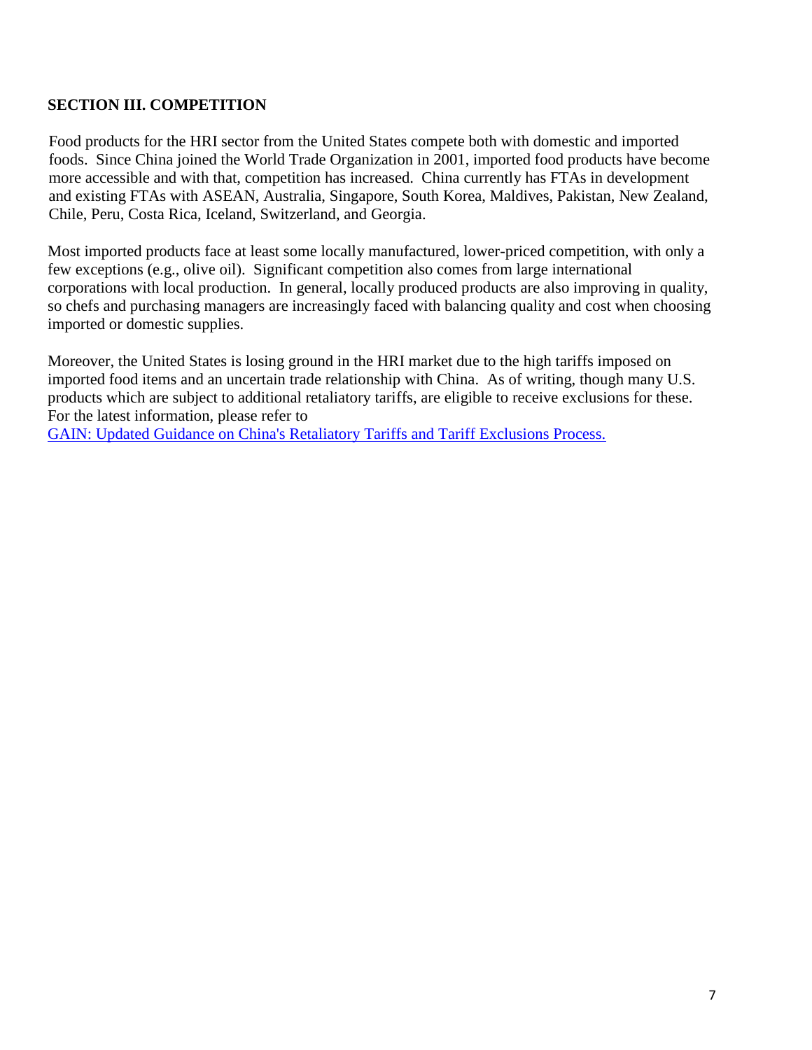## SECTION III. COMPETITION

Food products for the HRI sector from the United States compete both with domestic and imported foods. Since China joined the World Trade Organization in 2001, imported food products have become more accessible and with that, competition has increased. China currently has FTAs in development and existing FTAs with ASEAN, Australia, Singapore, South Korea, Maldives, Pakistan, New Zealand, Chile, Peru, Costa Rica, Iceland, Switzerland, and Georgia.

Most imported products face at least some locally manufactured, lower-priced competition, with only a few exceptions (e.g., olive oil). Significant competition also comes from large international corporations with local production. In general, locally produced products are also improving in quality, so chefs and purchasing managers are increasingly faced with balancing quality and cost when choosing imported or domestic supplies.

Moreover, the United States is losing ground in the HRI market due to the high tariffs imposed on imported food items and an uncertain trade relationship with China. As of writing, though many U.S. products which are subject to additional retaliatory tariffs, are eligible to receive exclusions for these. For the latest information, please refer to
GAIN: Updated Guidance on China's Retaliatory Tariffs and Tariff Exclusions Process.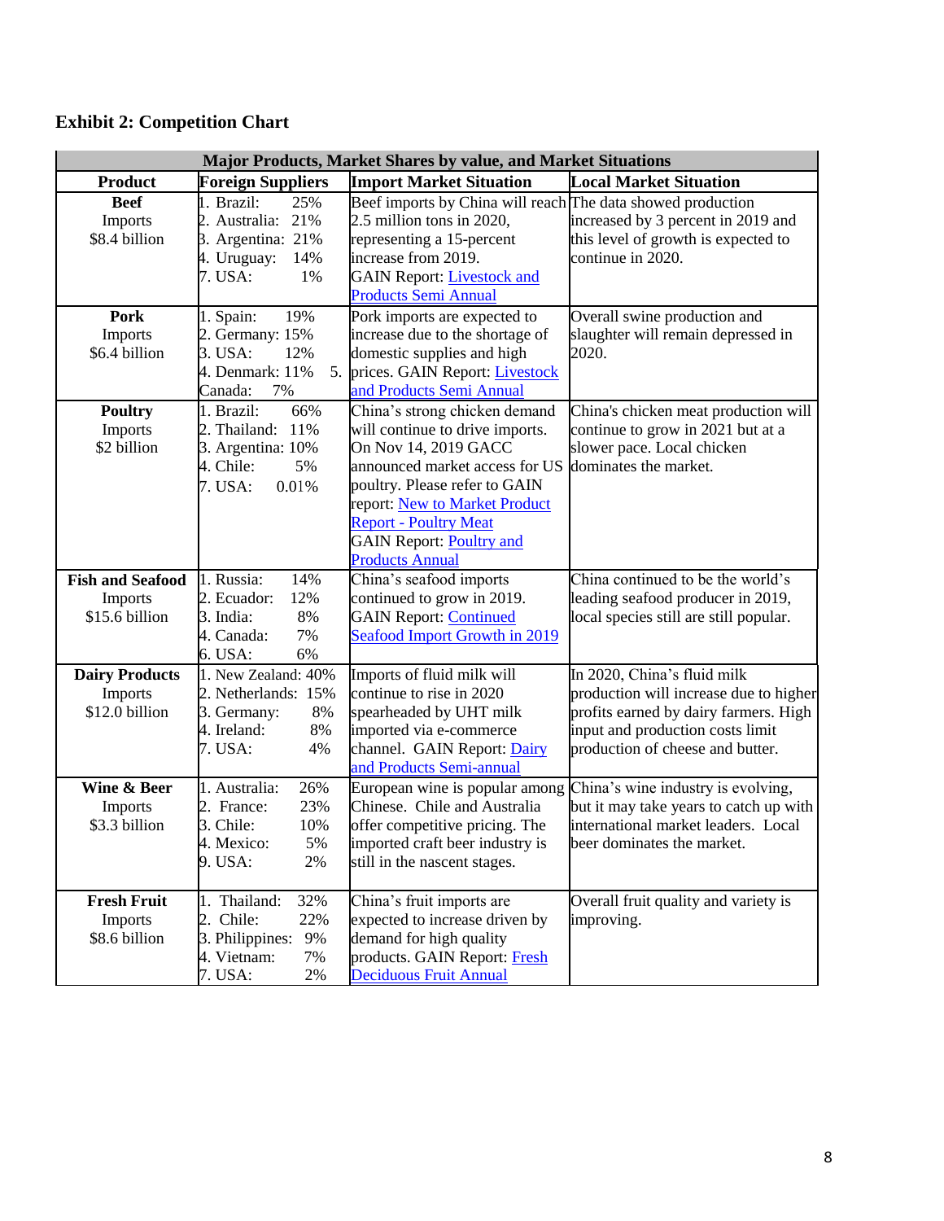**Exhibit 2: Competition Chart**

| Major Products, Market Shares by value, and Market Situations | | | |
|---|---|---|---|
| **Product** | **Foreign Suppliers** | **Import Market Situation** | **Local Market Situation** |
| **Beef** Imports $8.4 billion | 1. Brazil: 25%<br>2. Australia: 21%<br>3. Argentina: 21%<br>4. Uruguay: 14%<br>7. USA: 1% | Beef imports by China will reach 2.5 million tons in 2020, representing a 15-percent increase from 2019. GAIN Report: Livestock and Products Semi Annual | The data showed production increased by 3 percent in 2019 and this level of growth is expected to continue in 2020. |
| **Pork** Imports $6.4 billion | 1. Spain: 19%<br>2. Germany: 15%<br>3. USA: 12%<br>4. Denmark: 11%<br>5. Canada: 7% | Pork imports are expected to increase due to the shortage of domestic supplies and high prices. GAIN Report: Livestock and Products Semi Annual | Overall swine production and slaughter will remain depressed in 2020. |
| **Poultry** Imports $2 billion | 1. Brazil: 66%<br>2. Thailand: 11%<br>3. Argentina: 10%<br>4. Chile: 5%<br>7. USA: 0.01% | China's strong chicken demand will continue to drive imports. On Nov 14, 2019 GACC announced market access for US poultry. Please refer to GAIN report: New to Market Product Report - Poultry Meat GAIN Report: Poultry and Products Annual | China's chicken meat production will continue to grow in 2021 but at a slower pace. Local chicken dominates the market. |
| **Fish and Seafood** Imports $15.6 billion | 1. Russia: 14%<br>2. Ecuador: 12%<br>3. India: 8%<br>4. Canada: 7%<br>6. USA: 6% | China's seafood imports continued to grow in 2019. GAIN Report: Continued Seafood Import Growth in 2019 | China continued to be the world's leading seafood producer in 2019, local species still are still popular. |
| **Dairy Products** Imports $12.0 billion | 1. New Zealand: 40%<br>2. Netherlands: 15%<br>3. Germany: 8%<br>4. Ireland: 8%<br>7. USA: 4% | Imports of fluid milk will continue to rise in 2020 spearheaded by UHT milk imported via e-commerce channel. GAIN Report: Dairy and Products Semi-annual | In 2020, China's fluid milk production will increase due to higher profits earned by dairy farmers. High input and production costs limit production of cheese and butter. |
| **Wine & Beer** Imports $3.3 billion | 1. Australia: 26%<br>2. France: 23%<br>3. Chile: 10%<br>4. Mexico: 5%<br>9. USA: 2% | European wine is popular among Chinese. Chile and Australia offer competitive pricing. The imported craft beer industry is still in the nascent stages. | China's wine industry is evolving, but it may take years to catch up with international market leaders. Local beer dominates the market. |
| **Fresh Fruit** Imports $8.6 billion | 1. Thailand: 32%<br>2. Chile: 22%<br>3. Philippines: 9%<br>4. Vietnam: 7%<br>7. USA: 2% | China's fruit imports are expected to increase driven by demand for high quality products. GAIN Report: Fresh Deciduous Fruit Annual | Overall fruit quality and variety is improving. |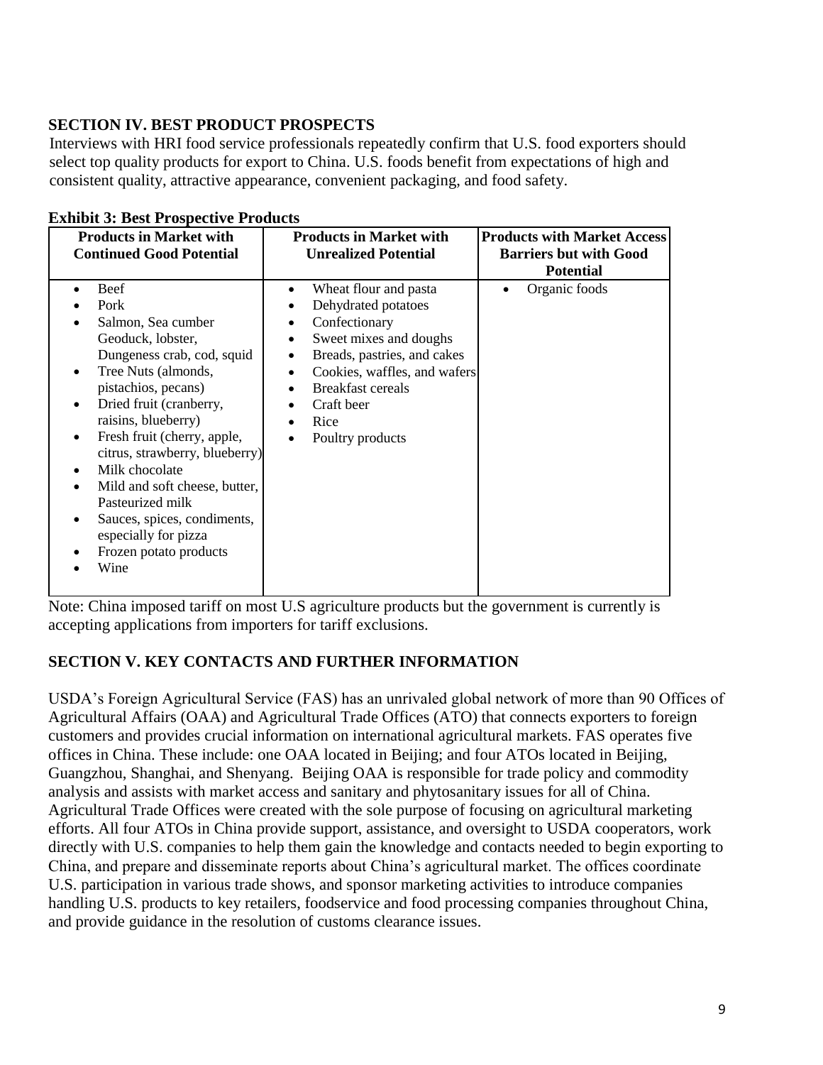## SECTION IV. BEST PRODUCT PROSPECTS

Interviews with HRI food service professionals repeatedly confirm that U.S. food exporters should select top quality products for export to China. U.S. foods benefit from expectations of high and consistent quality, attractive appearance, convenient packaging, and food safety.

**Exhibit 3: Best Prospective Products**

| Products in Market with Continued Good Potential | Products in Market with Unrealized Potential | Products with Market Access Barriers but with Good Potential |
|---|---|---|
| • Beef<br>• Pork<br>• Salmon, Sea cumber Geoduck, lobster, Dungeness crab, cod, squid<br>• Tree Nuts (almonds, pistachios, pecans)<br>• Dried fruit (cranberry, raisins, blueberry)<br>• Fresh fruit (cherry, apple, citrus, strawberry, blueberry)<br>• Milk chocolate<br>• Mild and soft cheese, butter, Pasteurized milk<br>• Sauces, spices, condiments, especially for pizza<br>• Frozen potato products<br>• Wine | • Wheat flour and pasta<br>• Dehydrated potatoes<br>• Confectionary<br>• Sweet mixes and doughs<br>• Breads, pastries, and cakes<br>• Cookies, waffles, and wafers<br>• Breakfast cereals<br>• Craft beer<br>• Rice<br>• Poultry products | • Organic foods |

Note: China imposed tariff on most U.S agriculture products but the government is currently is accepting applications from importers for tariff exclusions.

## SECTION V. KEY CONTACTS AND FURTHER INFORMATION

USDA's Foreign Agricultural Service (FAS) has an unrivaled global network of more than 90 Offices of Agricultural Affairs (OAA) and Agricultural Trade Offices (ATO) that connects exporters to foreign customers and provides crucial information on international agricultural markets. FAS operates five offices in China. These include: one OAA located in Beijing; and four ATOs located in Beijing, Guangzhou, Shanghai, and Shenyang. Beijing OAA is responsible for trade policy and commodity analysis and assists with market access and sanitary and phytosanitary issues for all of China. Agricultural Trade Offices were created with the sole purpose of focusing on agricultural marketing efforts. All four ATOs in China provide support, assistance, and oversight to USDA cooperators, work directly with U.S. companies to help them gain the knowledge and contacts needed to begin exporting to China, and prepare and disseminate reports about China's agricultural market. The offices coordinate U.S. participation in various trade shows, and sponsor marketing activities to introduce companies handling U.S. products to key retailers, foodservice and food processing companies throughout China, and provide guidance in the resolution of customs clearance issues.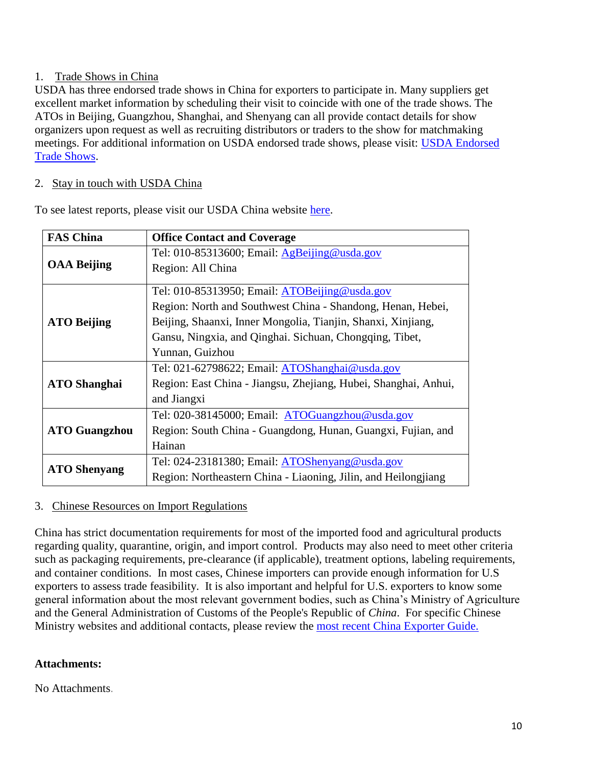1. Trade Shows in China

USDA has three endorsed trade shows in China for exporters to participate in. Many suppliers get excellent market information by scheduling their visit to coincide with one of the trade shows. The ATOs in Beijing, Guangzhou, Shanghai, and Shenyang can all provide contact details for show organizers upon request as well as recruiting distributors or traders to the show for matchmaking meetings. For additional information on USDA endorsed trade shows, please visit: [USDA Endorsed Trade Shows](#).

2. Stay in touch with USDA China

To see latest reports, please visit our USDA China website [here](#).

| **FAS China** | **Office Contact and Coverage** |
|---|---|
| **OAA Beijing** | Tel: 010-85313600; Email: AgBeijing@usda.gov<br>Region: All China |
| **ATO Beijing** | Tel: 010-85313950; Email: ATOBeijing@usda.gov<br>Region: North and Southwest China - Shandong, Henan, Hebei, Beijing, Shaanxi, Inner Mongolia, Tianjin, Shanxi, Xinjiang, Gansu, Ningxia, and Qinghai. Sichuan, Chongqing, Tibet, Yunnan, Guizhou |
| **ATO Shanghai** | Tel: 021-62798622; Email: ATOShanghai@usda.gov<br>Region: East China - Jiangsu, Zhejiang, Hubei, Shanghai, Anhui, and Jiangxi |
| **ATO Guangzhou** | Tel: 020-38145000; Email: ATOGuangzhou@usda.gov<br>Region: South China - Guangdong, Hunan, Guangxi, Fujian, and Hainan |
| **ATO Shenyang** | Tel: 024-23181380; Email: ATOShenyang@usda.gov<br>Region: Northeastern China - Liaoning, Jilin, and Heilongjiang |

3. Chinese Resources on Import Regulations

China has strict documentation requirements for most of the imported food and agricultural products regarding quality, quarantine, origin, and import control. Products may also need to meet other criteria such as packaging requirements, pre-clearance (if applicable), treatment options, labeling requirements, and container conditions. In most cases, Chinese importers can provide enough information for U.S exporters to assess trade feasibility. It is also important and helpful for U.S. exporters to know some general information about the most relevant government bodies, such as China's Ministry of Agriculture and the General Administration of Customs of the People's Republic of *China*. For specific Chinese Ministry websites and additional contacts, please review the [most recent China Exporter Guide.](#)

**Attachments:**

No Attachments.